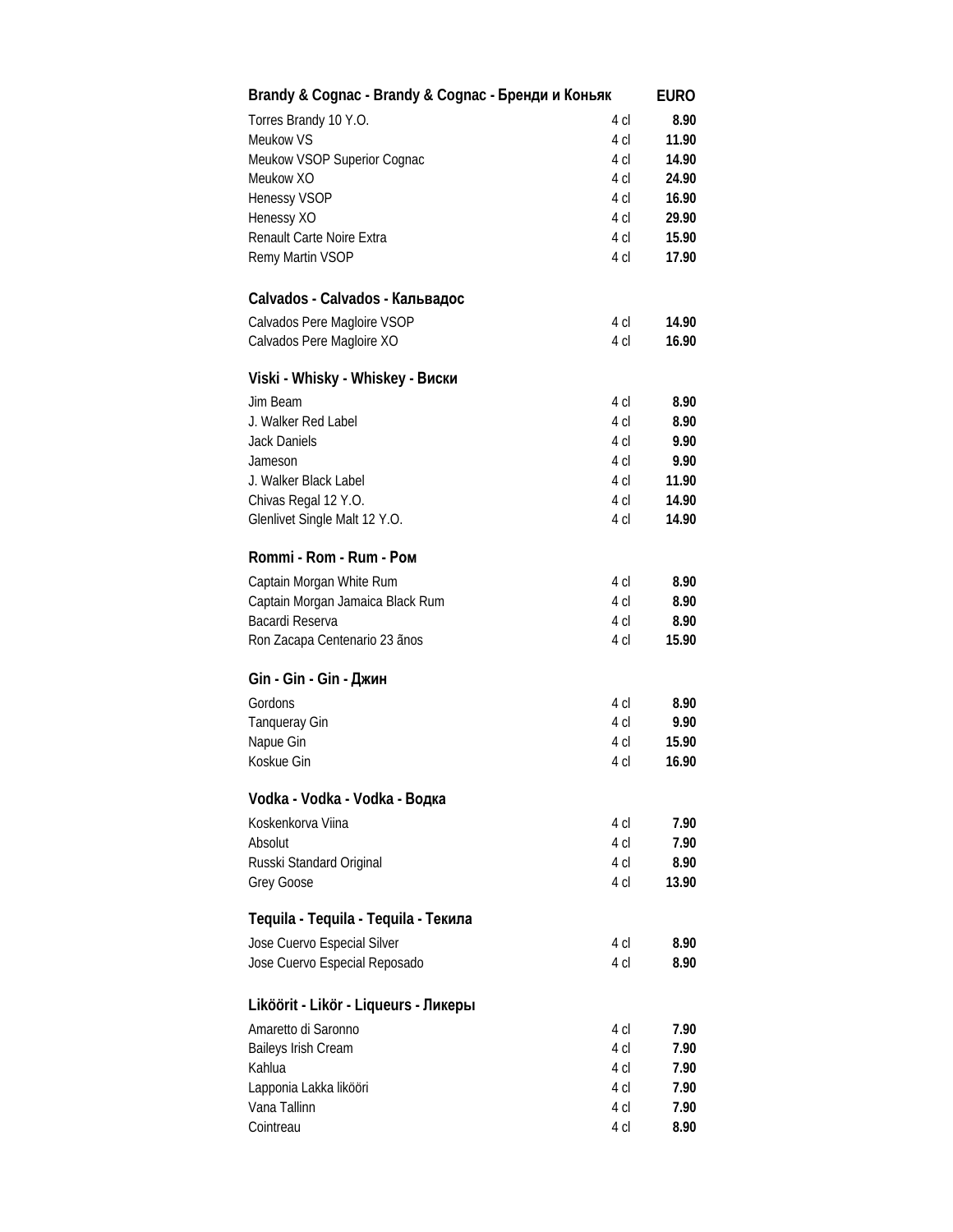| Brandy & Cognac - Brandy & Cognac - Бренди и Коньяк | | EURO |
|---|---|---|
| Torres Brandy 10 Y.O. | 4 cl | **8.90** |
| Meukow VS | 4 cl | **11.90** |
| Meukow VSOP Superior Cognac | 4 cl | **14.90** |
| Meukow XO | 4 cl | **24.90** |
| Henessy VSOP | 4 cl | **16.90** |
| Henessy XO | 4 cl | **29.90** |
| Renault Carte Noire Extra | 4 cl | **15.90** |
| Remy Martin VSOP | 4 cl | **17.90** |

## Calvados - Calvados - Кальвадос

| | | |
|---|---|---|
| Calvados Pere Magloire VSOP | 4 cl | **14.90** |
| Calvados Pere Magloire XO | 4 cl | **16.90** |

## Viski - Whisky - Whiskey - Виски

| | | |
|---|---|---|
| Jim Beam | 4 cl | **8.90** |
| J. Walker Red Label | 4 cl | **8.90** |
| Jack Daniels | 4 cl | **9.90** |
| Jameson | 4 cl | **9.90** |
| J. Walker Black Label | 4 cl | **11.90** |
| Chivas Regal 12 Y.O. | 4 cl | **14.90** |
| Glenlivet Single Malt 12 Y.O. | 4 cl | **14.90** |

## Rommi - Rom - Rum - Ром

| | | |
|---|---|---|
| Captain Morgan White Rum | 4 cl | **8.90** |
| Captain Morgan Jamaica Black Rum | 4 cl | **8.90** |
| Bacardi Reserva | 4 cl | **8.90** |
| Ron Zacapa Centenario 23 ãnos | 4 cl | **15.90** |

## Gin - Gin - Gin - Джин

| | | |
|---|---|---|
| Gordons | 4 cl | **8.90** |
| Tanqueray Gin | 4 cl | **9.90** |
| Napue Gin | 4 cl | **15.90** |
| Koskue Gin | 4 cl | **16.90** |

## Vodka - Vodka - Vodka - Водка

| | | |
|---|---|---|
| Koskenkorva Viina | 4 cl | **7.90** |
| Absolut | 4 cl | **7.90** |
| Russki Standard Original | 4 cl | **8.90** |
| Grey Goose | 4 cl | **13.90** |

## Tequila - Tequila - Tequila - Текила

| | | |
|---|---|---|
| Jose Cuervo Especial Silver | 4 cl | **8.90** |
| Jose Cuervo Especial Reposado | 4 cl | **8.90** |

## Liköörit - Likör - Liqueurs - Ликеры

| | | |
|---|---|---|
| Amaretto di Saronno | 4 cl | **7.90** |
| Baileys Irish Cream | 4 cl | **7.90** |
| Kahlua | 4 cl | **7.90** |
| Lapponia Lakka likööri | 4 cl | **7.90** |
| Vana Tallinn | 4 cl | **7.90** |
| Cointreau | 4 cl | **8.90** |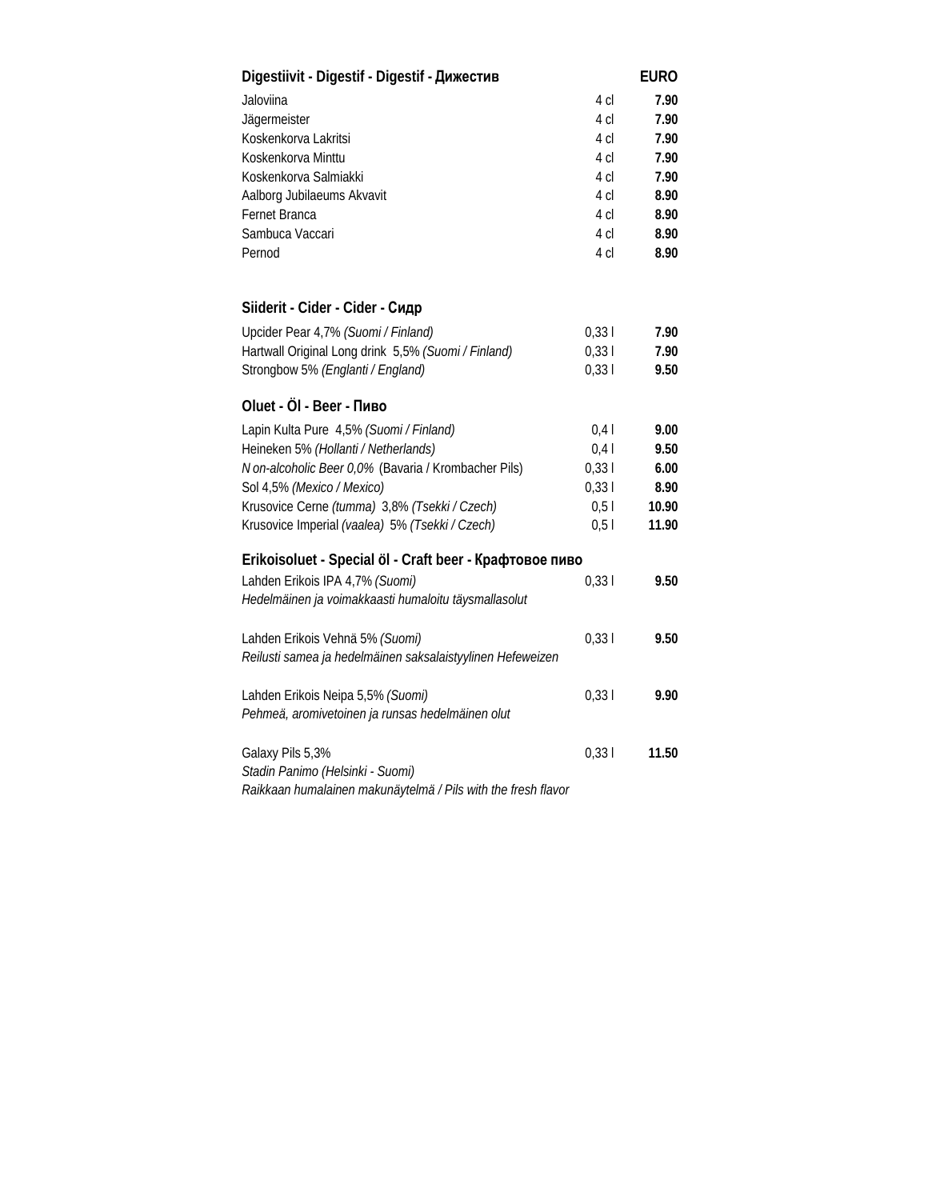## Digestiivit - Digestif - Digestif - Дижестив

| | | EURO |
|---|---|---|
| Jaloviina | 4 cl | **7.90** |
| Jägermeister | 4 cl | **7.90** |
| Koskenkorva Lakritsi | 4 cl | **7.90** |
| Koskenkorva Minttu | 4 cl | **7.90** |
| Koskenkorva Salmiakki | 4 cl | **7.90** |
| Aalborg Jubilaeums Akvavit | 4 cl | **8.90** |
| Fernet Branca | 4 cl | **8.90** |
| Sambuca Vaccari | 4 cl | **8.90** |
| Pernod | 4 cl | **8.90** |

## Siiderit - Cider - Cider - Сидр

| | | |
|---|---|---|
| Upcider Pear 4,7% *(Suomi / Finland)* | 0,33 l | **7.90** |
| Hartwall Original Long drink 5,5% *(Suomi / Finland)* | 0,33 l | **7.90** |
| Strongbow 5% *(Englanti / England)* | 0,33 l | **9.50** |

## Oluet - Öl - Beer - Пиво

| | | |
|---|---|---|
| Lapin Kulta Pure 4,5% *(Suomi / Finland)* | 0,4 l | **9.00** |
| Heineken 5% *(Hollanti / Netherlands)* | 0,4 l | **9.50** |
| *Non-alcoholic Beer 0,0%* (Bavaria / Krombacher Pils) | 0,33 l | **6.00** |
| Sol 4,5% *(Mexico / Mexico)* | 0,33 l | **8.90** |
| Krusovice Cerne *(tumma)* 3,8% *(Tsekki / Czech)* | 0,5 l | **10.90** |
| Krusovice Imperial *(vaalea)* 5% *(Tsekki / Czech)* | 0,5 l | **11.90** |

## Erikoisoluet - Special öl - Craft beer - Крафтовое пиво

| | | |
|---|---|---|
| Lahden Erikois IPA 4,7% *(Suomi)*<br>*Hedelmäinen ja voimakkaasti humaloitu täysmallasolut* | 0,33 l | **9.50** |
| Lahden Erikois Vehnä 5% *(Suomi)*<br>*Reilusti samea ja hedelmäinen saksalaistyylinen Hefeweizen* | 0,33 l | **9.50** |
| Lahden Erikois Neipa 5,5% *(Suomi)*<br>*Pehmeä, aromivetoinen ja runsas hedelmäinen olut* | 0,33 l | **9.90** |
| Galaxy Pils 5,3%<br>*Stadin Panimo (Helsinki - Suomi)*<br>*Raikkaan humalainen makunäytelmä / Pils with the fresh flavor* | 0,33 l | **11.50** |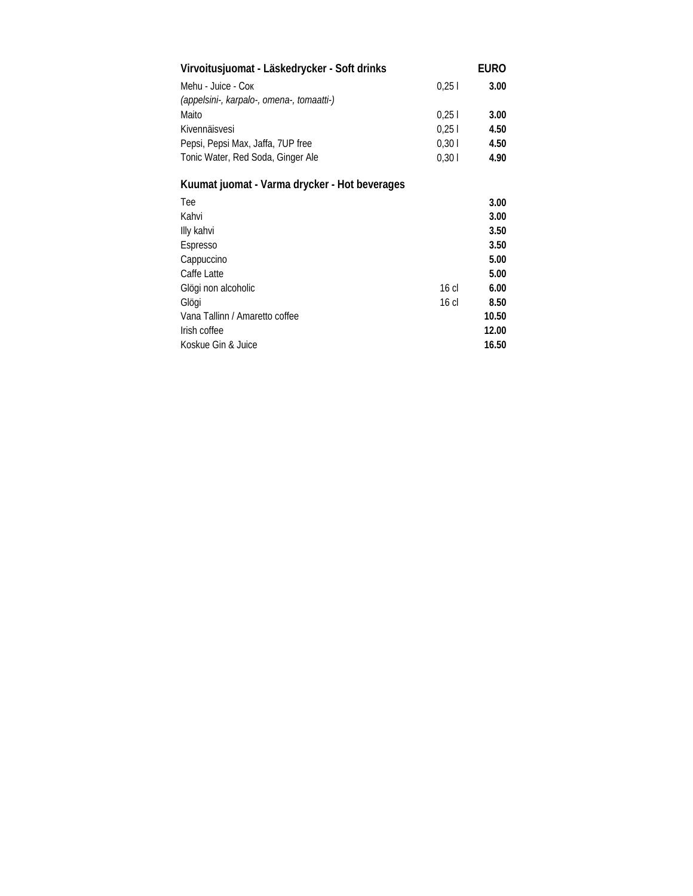| Virvoitusjuomat - Läskedrycker - Soft drinks | | EURO |
|---|---|---|
| Mehu - Juice - Сок<br>*(appelsini-, karpalo-, omena-, tomaatti-)* | 0,25 l | **3.00** |
| Maito | 0,25 l | **3.00** |
| Kivennäisvesi | 0,25 l | **4.50** |
| Pepsi, Pepsi Max, Jaffa, 7UP free | 0,30 l | **4.50** |
| Tonic Water, Red Soda, Ginger Ale | 0,30 l | **4.90** |

## Kuumat juomat - Varma drycker - Hot beverages

| | | |
|---|---|---|
| Tee | | **3.00** |
| Kahvi | | **3.00** |
| Illy kahvi | | **3.50** |
| Espresso | | **3.50** |
| Cappuccino | | **5.00** |
| Caffe Latte | | **5.00** |
| Glögi non alcoholic | 16 cl | **6.00** |
| Glögi | 16 cl | **8.50** |
| Vana Tallinn / Amaretto coffee | | **10.50** |
| Irish coffee | | **12.00** |
| Koskue Gin & Juice | | **16.50** |